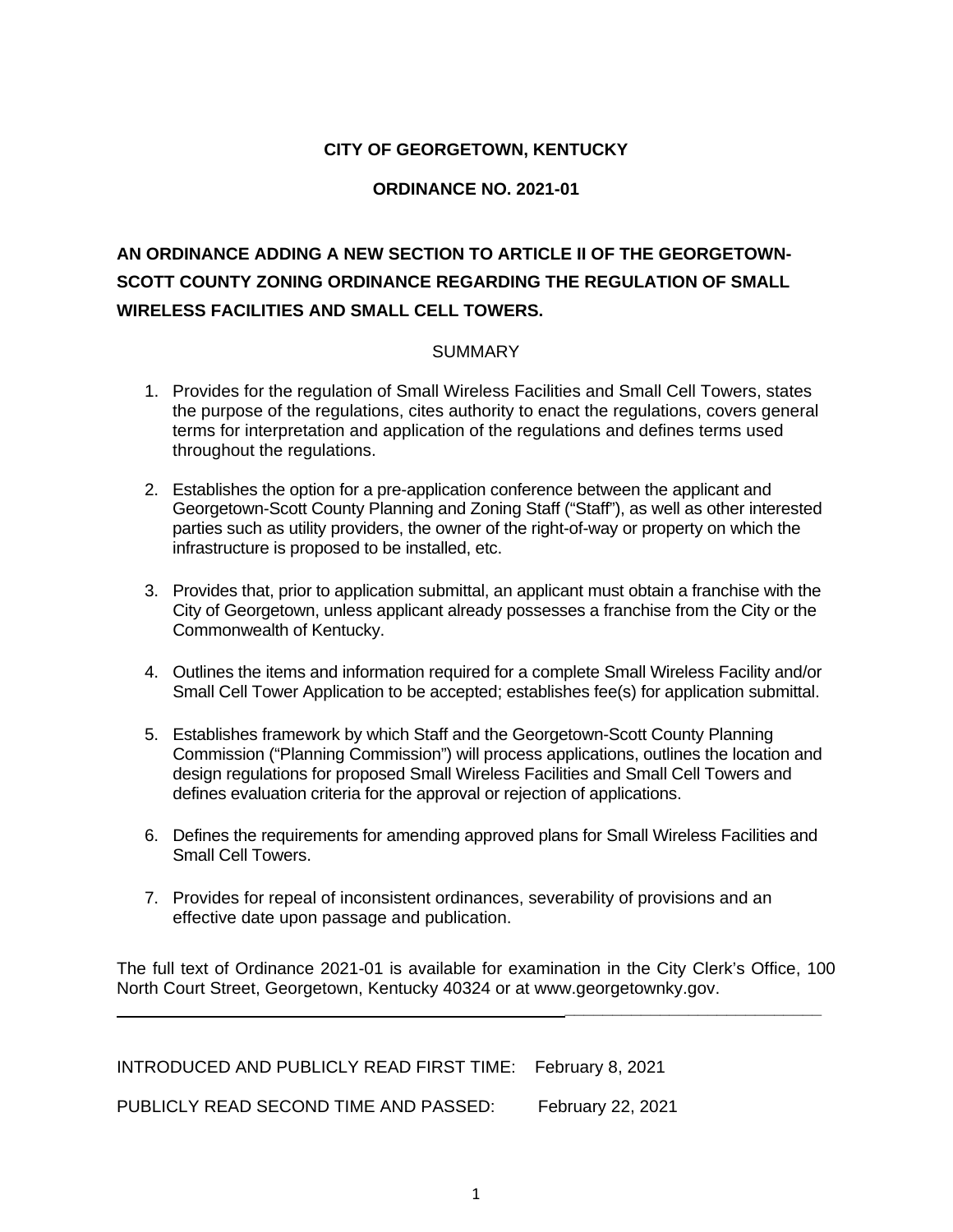**CITY OF GEORGETOWN, KENTUCKY**

**ORDINANCE NO. 2021-01**

## AN ORDINANCE ADDING A NEW SECTION TO ARTICLE II OF THE GEORGETOWN-SCOTT COUNTY ZONING ORDINANCE REGARDING THE REGULATION OF SMALL WIRELESS FACILITIES AND SMALL CELL TOWERS.

SUMMARY

1. Provides for the regulation of Small Wireless Facilities and Small Cell Towers, states the purpose of the regulations, cites authority to enact the regulations, covers general terms for interpretation and application of the regulations and defines terms used throughout the regulations.

2. Establishes the option for a pre-application conference between the applicant and Georgetown-Scott County Planning and Zoning Staff ("Staff"), as well as other interested parties such as utility providers, the owner of the right-of-way or property on which the infrastructure is proposed to be installed, etc.

3. Provides that, prior to application submittal, an applicant must obtain a franchise with the City of Georgetown, unless applicant already possesses a franchise from the City or the Commonwealth of Kentucky.

4. Outlines the items and information required for a complete Small Wireless Facility and/or Small Cell Tower Application to be accepted; establishes fee(s) for application submittal.

5. Establishes framework by which Staff and the Georgetown-Scott County Planning Commission ("Planning Commission") will process applications, outlines the location and design regulations for proposed Small Wireless Facilities and Small Cell Towers and defines evaluation criteria for the approval or rejection of applications.

6. Defines the requirements for amending approved plans for Small Wireless Facilities and Small Cell Towers.

7. Provides for repeal of inconsistent ordinances, severability of provisions and an effective date upon passage and publication.

The full text of Ordinance 2021-01 is available for examination in the City Clerk's Office, 100 North Court Street, Georgetown, Kentucky 40324 or at www.georgetownky.gov.

---

INTRODUCED AND PUBLICLY READ FIRST TIME: February 8, 2021

PUBLICLY READ SECOND TIME AND PASSED: February 22, 2021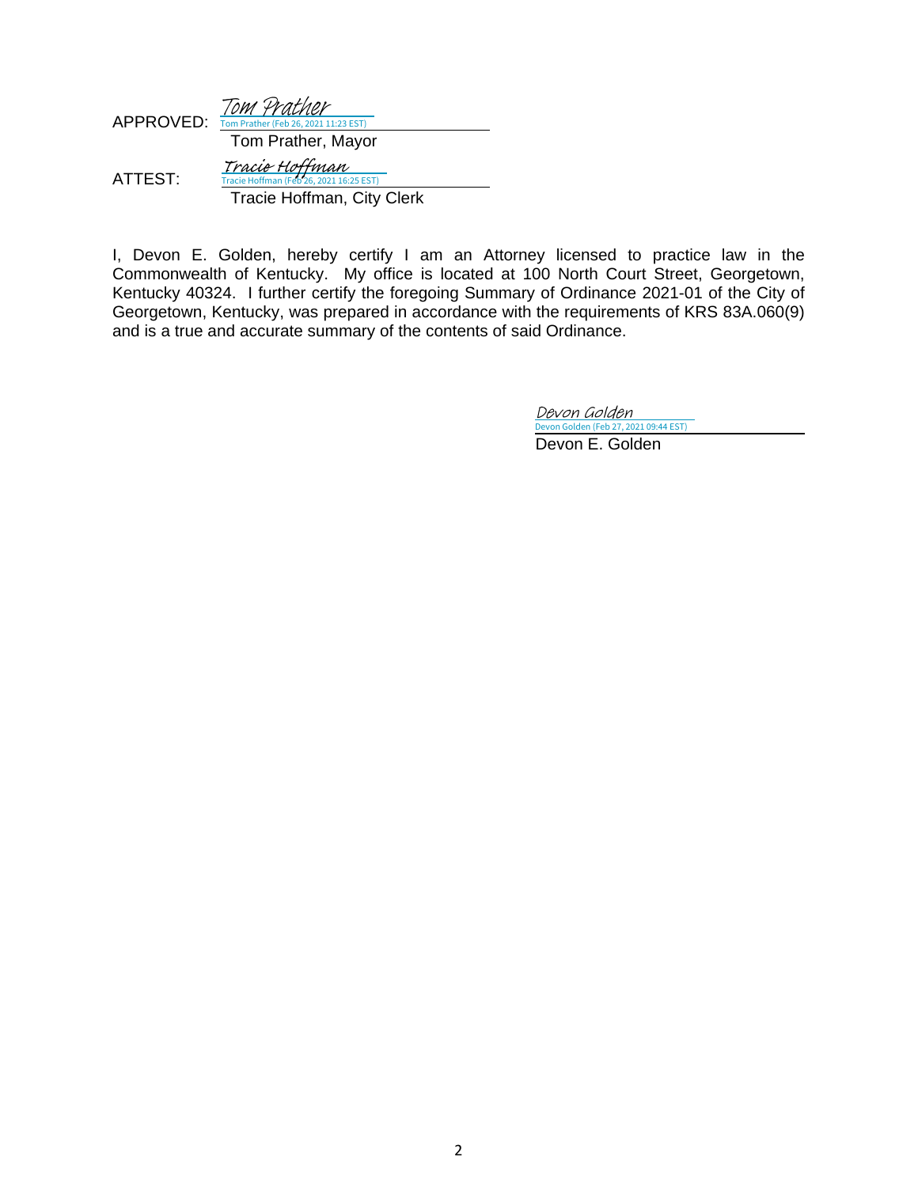APPROVED: Tom Prather
Tom Prather (Feb 26, 2021 11:23 EST)

Tom Prather, Mayor

ATTEST: Tracie Hoffman
Tracie Hoffman (Feb 26, 2021 16:25 EST)

Tracie Hoffman, City Clerk

I, Devon E. Golden, hereby certify I am an Attorney licensed to practice law in the Commonwealth of Kentucky. My office is located at 100 North Court Street, Georgetown, Kentucky 40324. I further certify the foregoing Summary of Ordinance 2021-01 of the City of Georgetown, Kentucky, was prepared in accordance with the requirements of KRS 83A.060(9) and is a true and accurate summary of the contents of said Ordinance.

Devon Golden
Devon Golden (Feb 27, 2021 09:44 EST)

Devon E. Golden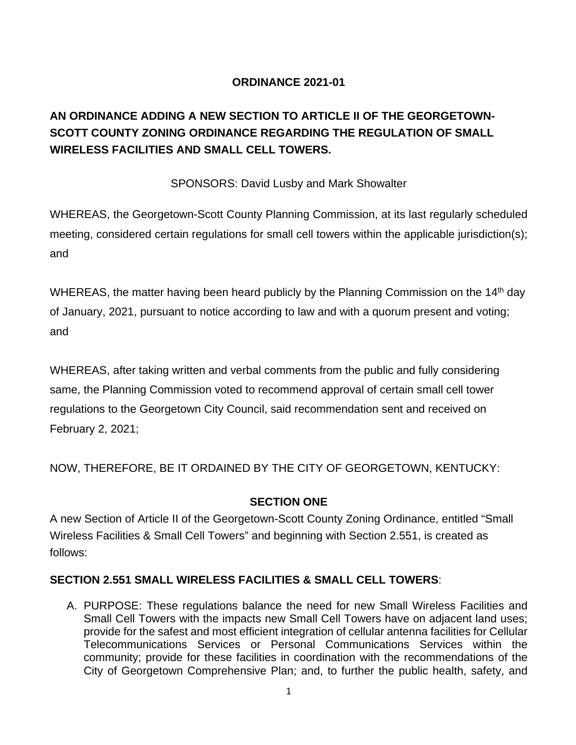**ORDINANCE 2021-01**

**AN ORDINANCE ADDING A NEW SECTION TO ARTICLE II OF THE GEORGETOWN-SCOTT COUNTY ZONING ORDINANCE REGARDING THE REGULATION OF SMALL WIRELESS FACILITIES AND SMALL CELL TOWERS.**

SPONSORS: David Lusby and Mark Showalter

WHEREAS, the Georgetown-Scott County Planning Commission, at its last regularly scheduled meeting, considered certain regulations for small cell towers within the applicable jurisdiction(s); and

WHEREAS, the matter having been heard publicly by the Planning Commission on the 14th day of January, 2021, pursuant to notice according to law and with a quorum present and voting; and

WHEREAS, after taking written and verbal comments from the public and fully considering same, the Planning Commission voted to recommend approval of certain small cell tower regulations to the Georgetown City Council, said recommendation sent and received on February 2, 2021;

NOW, THEREFORE, BE IT ORDAINED BY THE CITY OF GEORGETOWN, KENTUCKY:

**SECTION ONE**

A new Section of Article II of the Georgetown-Scott County Zoning Ordinance, entitled "Small Wireless Facilities & Small Cell Towers" and beginning with Section 2.551, is created as follows:

**SECTION 2.551 SMALL WIRELESS FACILITIES & SMALL CELL TOWERS**:

A. PURPOSE: These regulations balance the need for new Small Wireless Facilities and Small Cell Towers with the impacts new Small Cell Towers have on adjacent land uses; provide for the safest and most efficient integration of cellular antenna facilities for Cellular Telecommunications Services or Personal Communications Services within the community; provide for these facilities in coordination with the recommendations of the City of Georgetown Comprehensive Plan; and, to further the public health, safety, and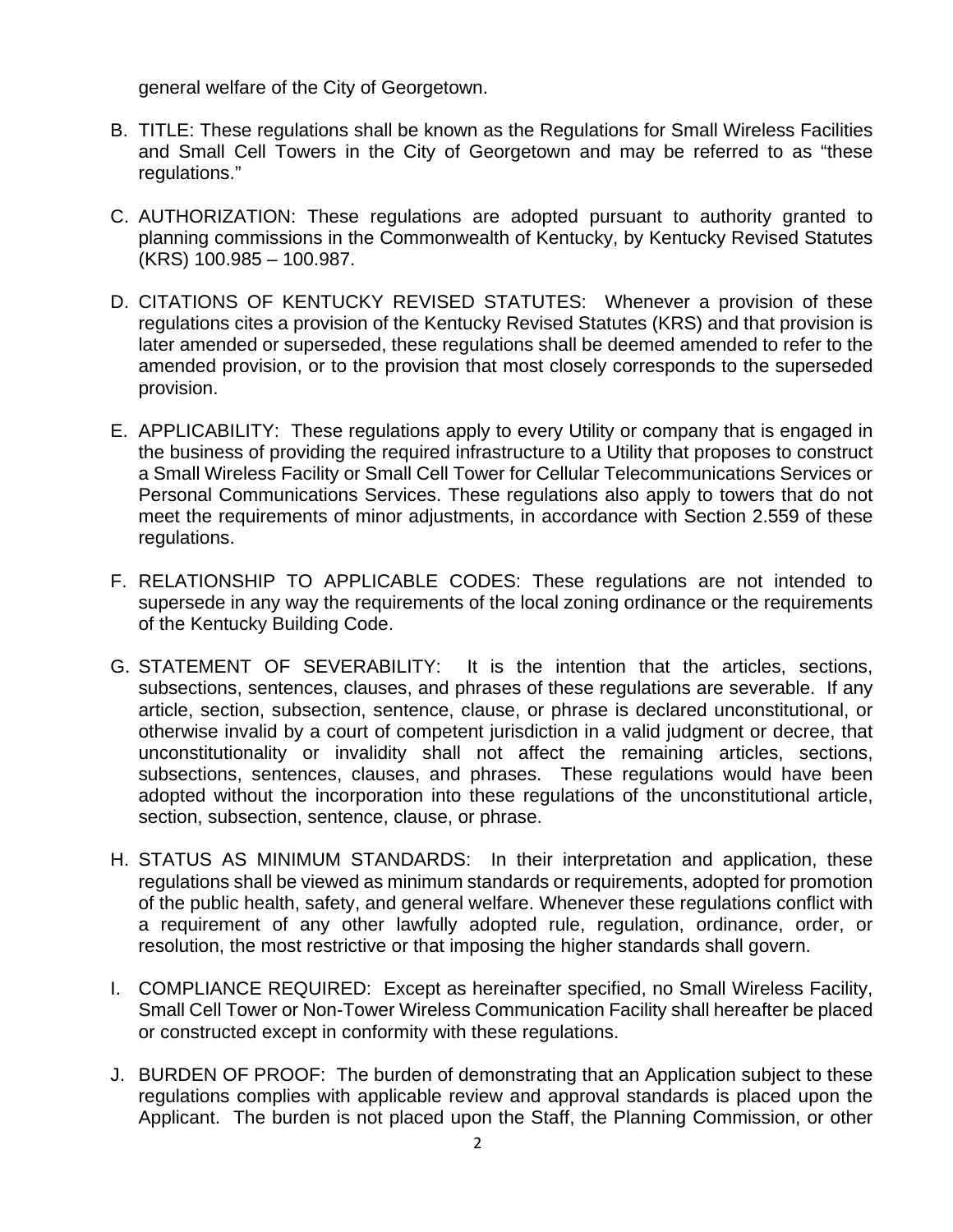general welfare of the City of Georgetown.

B. TITLE: These regulations shall be known as the Regulations for Small Wireless Facilities and Small Cell Towers in the City of Georgetown and may be referred to as "these regulations."

C. AUTHORIZATION: These regulations are adopted pursuant to authority granted to planning commissions in the Commonwealth of Kentucky, by Kentucky Revised Statutes (KRS) 100.985 – 100.987.

D. CITATIONS OF KENTUCKY REVISED STATUTES: Whenever a provision of these regulations cites a provision of the Kentucky Revised Statutes (KRS) and that provision is later amended or superseded, these regulations shall be deemed amended to refer to the amended provision, or to the provision that most closely corresponds to the superseded provision.

E. APPLICABILITY: These regulations apply to every Utility or company that is engaged in the business of providing the required infrastructure to a Utility that proposes to construct a Small Wireless Facility or Small Cell Tower for Cellular Telecommunications Services or Personal Communications Services. These regulations also apply to towers that do not meet the requirements of minor adjustments, in accordance with Section 2.559 of these regulations.

F. RELATIONSHIP TO APPLICABLE CODES: These regulations are not intended to supersede in any way the requirements of the local zoning ordinance or the requirements of the Kentucky Building Code.

G. STATEMENT OF SEVERABILITY: It is the intention that the articles, sections, subsections, sentences, clauses, and phrases of these regulations are severable. If any article, section, subsection, sentence, clause, or phrase is declared unconstitutional, or otherwise invalid by a court of competent jurisdiction in a valid judgment or decree, that unconstitutionality or invalidity shall not affect the remaining articles, sections, subsections, sentences, clauses, and phrases. These regulations would have been adopted without the incorporation into these regulations of the unconstitutional article, section, subsection, sentence, clause, or phrase.

H. STATUS AS MINIMUM STANDARDS: In their interpretation and application, these regulations shall be viewed as minimum standards or requirements, adopted for promotion of the public health, safety, and general welfare. Whenever these regulations conflict with a requirement of any other lawfully adopted rule, regulation, ordinance, order, or resolution, the most restrictive or that imposing the higher standards shall govern.

I. COMPLIANCE REQUIRED: Except as hereinafter specified, no Small Wireless Facility, Small Cell Tower or Non-Tower Wireless Communication Facility shall hereafter be placed or constructed except in conformity with these regulations.

J. BURDEN OF PROOF: The burden of demonstrating that an Application subject to these regulations complies with applicable review and approval standards is placed upon the Applicant. The burden is not placed upon the Staff, the Planning Commission, or other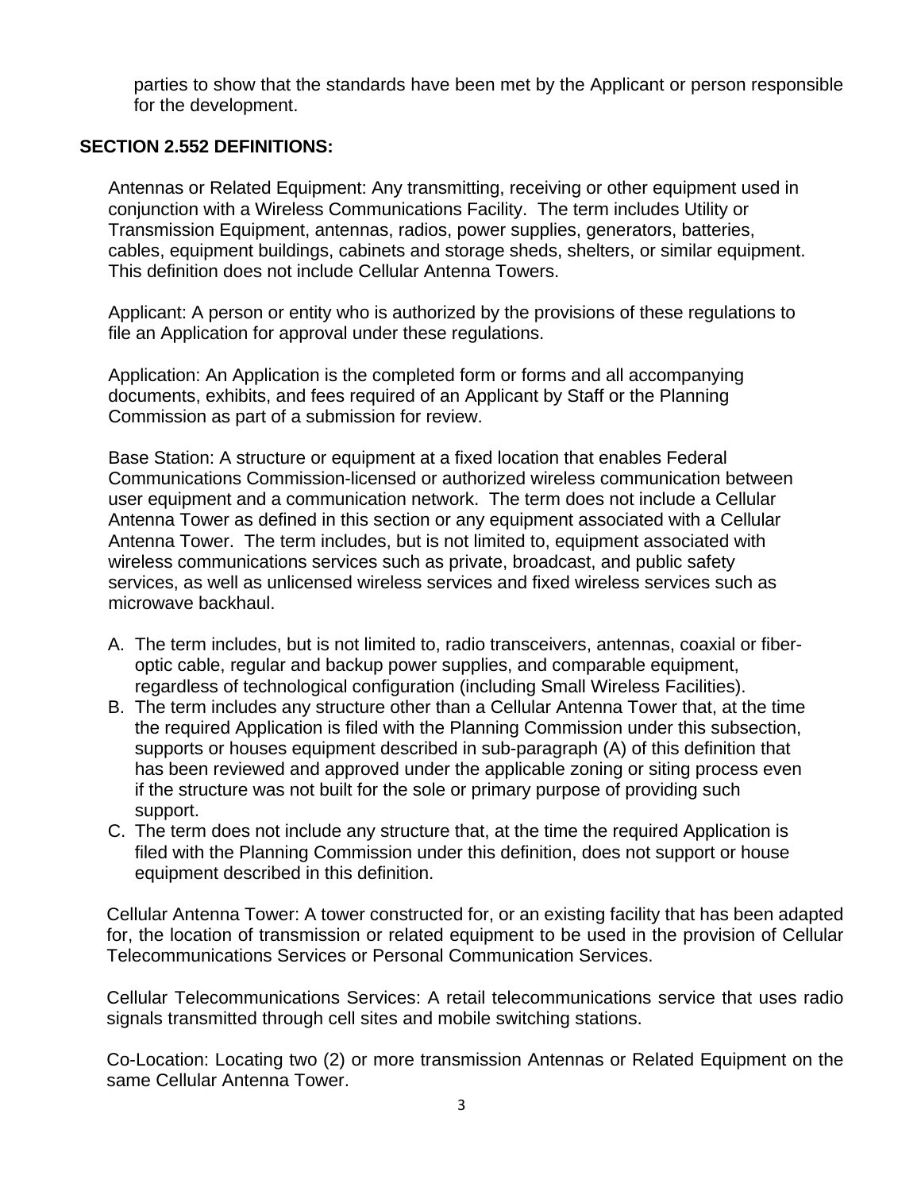parties to show that the standards have been met by the Applicant or person responsible for the development.

**SECTION 2.552 DEFINITIONS:**

Antennas or Related Equipment: Any transmitting, receiving or other equipment used in conjunction with a Wireless Communications Facility. The term includes Utility or Transmission Equipment, antennas, radios, power supplies, generators, batteries, cables, equipment buildings, cabinets and storage sheds, shelters, or similar equipment. This definition does not include Cellular Antenna Towers.

Applicant: A person or entity who is authorized by the provisions of these regulations to file an Application for approval under these regulations.

Application: An Application is the completed form or forms and all accompanying documents, exhibits, and fees required of an Applicant by Staff or the Planning Commission as part of a submission for review.

Base Station: A structure or equipment at a fixed location that enables Federal Communications Commission-licensed or authorized wireless communication between user equipment and a communication network. The term does not include a Cellular Antenna Tower as defined in this section or any equipment associated with a Cellular Antenna Tower. The term includes, but is not limited to, equipment associated with wireless communications services such as private, broadcast, and public safety services, as well as unlicensed wireless services and fixed wireless services such as microwave backhaul.

A. The term includes, but is not limited to, radio transceivers, antennas, coaxial or fiber-optic cable, regular and backup power supplies, and comparable equipment, regardless of technological configuration (including Small Wireless Facilities).
B. The term includes any structure other than a Cellular Antenna Tower that, at the time the required Application is filed with the Planning Commission under this subsection, supports or houses equipment described in sub-paragraph (A) of this definition that has been reviewed and approved under the applicable zoning or siting process even if the structure was not built for the sole or primary purpose of providing such support.
C. The term does not include any structure that, at the time the required Application is filed with the Planning Commission under this definition, does not support or house equipment described in this definition.

Cellular Antenna Tower: A tower constructed for, or an existing facility that has been adapted for, the location of transmission or related equipment to be used in the provision of Cellular Telecommunications Services or Personal Communication Services.

Cellular Telecommunications Services: A retail telecommunications service that uses radio signals transmitted through cell sites and mobile switching stations.

Co-Location: Locating two (2) or more transmission Antennas or Related Equipment on the same Cellular Antenna Tower.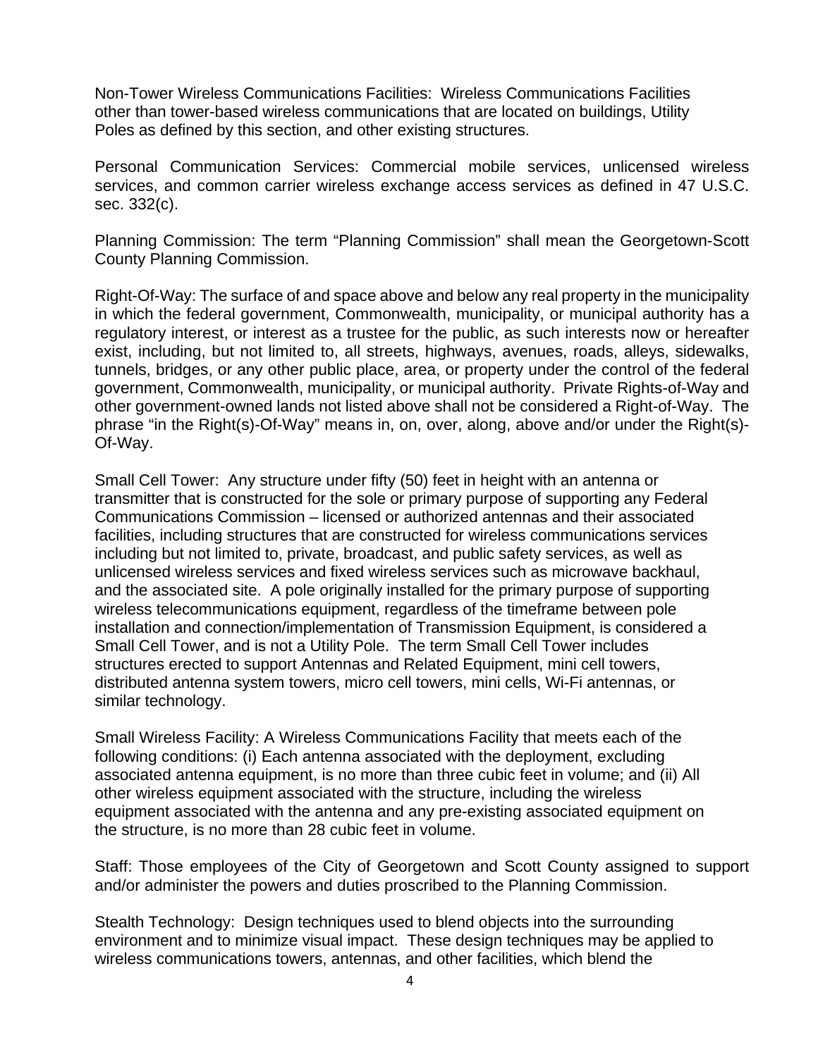Non-Tower Wireless Communications Facilities: Wireless Communications Facilities other than tower-based wireless communications that are located on buildings, Utility Poles as defined by this section, and other existing structures.

Personal Communication Services: Commercial mobile services, unlicensed wireless services, and common carrier wireless exchange access services as defined in 47 U.S.C. sec. 332(c).

Planning Commission: The term "Planning Commission" shall mean the Georgetown-Scott County Planning Commission.

Right-Of-Way: The surface of and space above and below any real property in the municipality in which the federal government, Commonwealth, municipality, or municipal authority has a regulatory interest, or interest as a trustee for the public, as such interests now or hereafter exist, including, but not limited to, all streets, highways, avenues, roads, alleys, sidewalks, tunnels, bridges, or any other public place, area, or property under the control of the federal government, Commonwealth, municipality, or municipal authority. Private Rights-of-Way and other government-owned lands not listed above shall not be considered a Right-of-Way. The phrase "in the Right(s)-Of-Way" means in, on, over, along, above and/or under the Right(s)-Of-Way.

Small Cell Tower: Any structure under fifty (50) feet in height with an antenna or transmitter that is constructed for the sole or primary purpose of supporting any Federal Communications Commission – licensed or authorized antennas and their associated facilities, including structures that are constructed for wireless communications services including but not limited to, private, broadcast, and public safety services, as well as unlicensed wireless services and fixed wireless services such as microwave backhaul, and the associated site. A pole originally installed for the primary purpose of supporting wireless telecommunications equipment, regardless of the timeframe between pole installation and connection/implementation of Transmission Equipment, is considered a Small Cell Tower, and is not a Utility Pole. The term Small Cell Tower includes structures erected to support Antennas and Related Equipment, mini cell towers, distributed antenna system towers, micro cell towers, mini cells, Wi-Fi antennas, or similar technology.

Small Wireless Facility: A Wireless Communications Facility that meets each of the following conditions: (i) Each antenna associated with the deployment, excluding associated antenna equipment, is no more than three cubic feet in volume; and (ii) All other wireless equipment associated with the structure, including the wireless equipment associated with the antenna and any pre-existing associated equipment on the structure, is no more than 28 cubic feet in volume.

Staff: Those employees of the City of Georgetown and Scott County assigned to support and/or administer the powers and duties proscribed to the Planning Commission.

Stealth Technology: Design techniques used to blend objects into the surrounding environment and to minimize visual impact. These design techniques may be applied to wireless communications towers, antennas, and other facilities, which blend the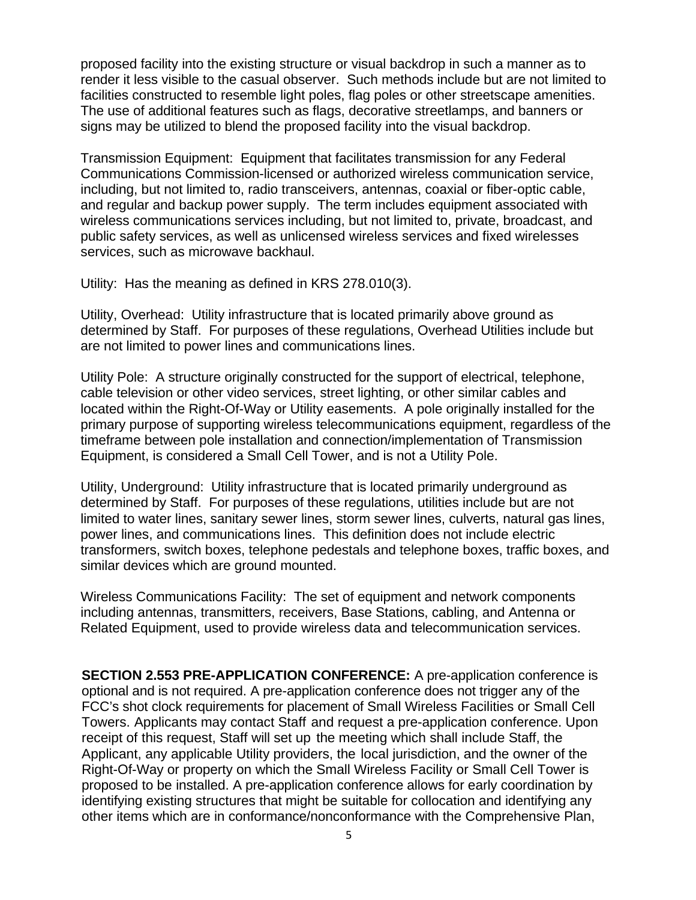proposed facility into the existing structure or visual backdrop in such a manner as to render it less visible to the casual observer. Such methods include but are not limited to facilities constructed to resemble light poles, flag poles or other streetscape amenities. The use of additional features such as flags, decorative streetlamps, and banners or signs may be utilized to blend the proposed facility into the visual backdrop.

Transmission Equipment: Equipment that facilitates transmission for any Federal Communications Commission-licensed or authorized wireless communication service, including, but not limited to, radio transceivers, antennas, coaxial or fiber-optic cable, and regular and backup power supply. The term includes equipment associated with wireless communications services including, but not limited to, private, broadcast, and public safety services, as well as unlicensed wireless services and fixed wirelesses services, such as microwave backhaul.

Utility: Has the meaning as defined in KRS 278.010(3).

Utility, Overhead: Utility infrastructure that is located primarily above ground as determined by Staff. For purposes of these regulations, Overhead Utilities include but are not limited to power lines and communications lines.

Utility Pole: A structure originally constructed for the support of electrical, telephone, cable television or other video services, street lighting, or other similar cables and located within the Right-Of-Way or Utility easements. A pole originally installed for the primary purpose of supporting wireless telecommunications equipment, regardless of the timeframe between pole installation and connection/implementation of Transmission Equipment, is considered a Small Cell Tower, and is not a Utility Pole.

Utility, Underground: Utility infrastructure that is located primarily underground as determined by Staff. For purposes of these regulations, utilities include but are not limited to water lines, sanitary sewer lines, storm sewer lines, culverts, natural gas lines, power lines, and communications lines. This definition does not include electric transformers, switch boxes, telephone pedestals and telephone boxes, traffic boxes, and similar devices which are ground mounted.

Wireless Communications Facility: The set of equipment and network components including antennas, transmitters, receivers, Base Stations, cabling, and Antenna or Related Equipment, used to provide wireless data and telecommunication services.

**SECTION 2.553 PRE-APPLICATION CONFERENCE:** A pre-application conference is optional and is not required. A pre-application conference does not trigger any of the FCC's shot clock requirements for placement of Small Wireless Facilities or Small Cell Towers. Applicants may contact Staff and request a pre-application conference. Upon receipt of this request, Staff will set up the meeting which shall include Staff, the Applicant, any applicable Utility providers, the local jurisdiction, and the owner of the Right-Of-Way or property on which the Small Wireless Facility or Small Cell Tower is proposed to be installed. A pre-application conference allows for early coordination by identifying existing structures that might be suitable for collocation and identifying any other items which are in conformance/nonconformance with the Comprehensive Plan,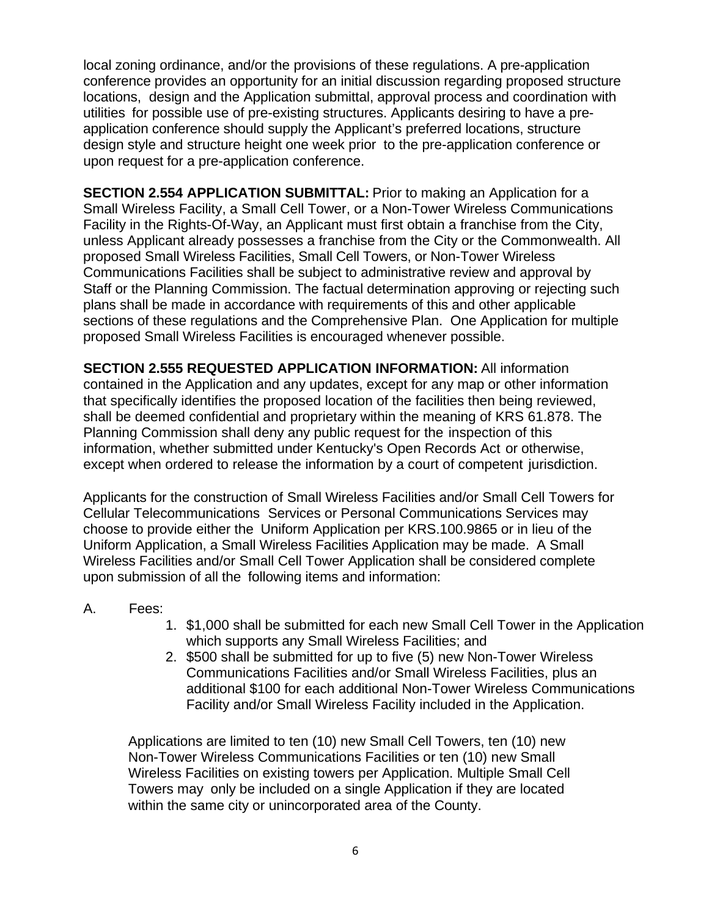local zoning ordinance, and/or the provisions of these regulations. A pre-application conference provides an opportunity for an initial discussion regarding proposed structure locations, design and the Application submittal, approval process and coordination with utilities for possible use of pre-existing structures. Applicants desiring to have a pre-application conference should supply the Applicant's preferred locations, structure design style and structure height one week prior to the pre-application conference or upon request for a pre-application conference.

**SECTION 2.554 APPLICATION SUBMITTAL:** Prior to making an Application for a Small Wireless Facility, a Small Cell Tower, or a Non-Tower Wireless Communications Facility in the Rights-Of-Way, an Applicant must first obtain a franchise from the City, unless Applicant already possesses a franchise from the City or the Commonwealth. All proposed Small Wireless Facilities, Small Cell Towers, or Non-Tower Wireless Communications Facilities shall be subject to administrative review and approval by Staff or the Planning Commission. The factual determination approving or rejecting such plans shall be made in accordance with requirements of this and other applicable sections of these regulations and the Comprehensive Plan. One Application for multiple proposed Small Wireless Facilities is encouraged whenever possible.

**SECTION 2.555 REQUESTED APPLICATION INFORMATION:** All information contained in the Application and any updates, except for any map or other information that specifically identifies the proposed location of the facilities then being reviewed, shall be deemed confidential and proprietary within the meaning of KRS 61.878. The Planning Commission shall deny any public request for the inspection of this information, whether submitted under Kentucky's Open Records Act or otherwise, except when ordered to release the information by a court of competent jurisdiction.

Applicants for the construction of Small Wireless Facilities and/or Small Cell Towers for Cellular Telecommunications Services or Personal Communications Services may choose to provide either the Uniform Application per KRS.100.9865 or in lieu of the Uniform Application, a Small Wireless Facilities Application may be made. A Small Wireless Facilities and/or Small Cell Tower Application shall be considered complete upon submission of all the following items and information:

A. Fees:

1. $1,000 shall be submitted for each new Small Cell Tower in the Application which supports any Small Wireless Facilities; and
2. $500 shall be submitted for up to five (5) new Non-Tower Wireless Communications Facilities and/or Small Wireless Facilities, plus an additional $100 for each additional Non-Tower Wireless Communications Facility and/or Small Wireless Facility included in the Application.

Applications are limited to ten (10) new Small Cell Towers, ten (10) new Non-Tower Wireless Communications Facilities or ten (10) new Small Wireless Facilities on existing towers per Application. Multiple Small Cell Towers may only be included on a single Application if they are located within the same city or unincorporated area of the County.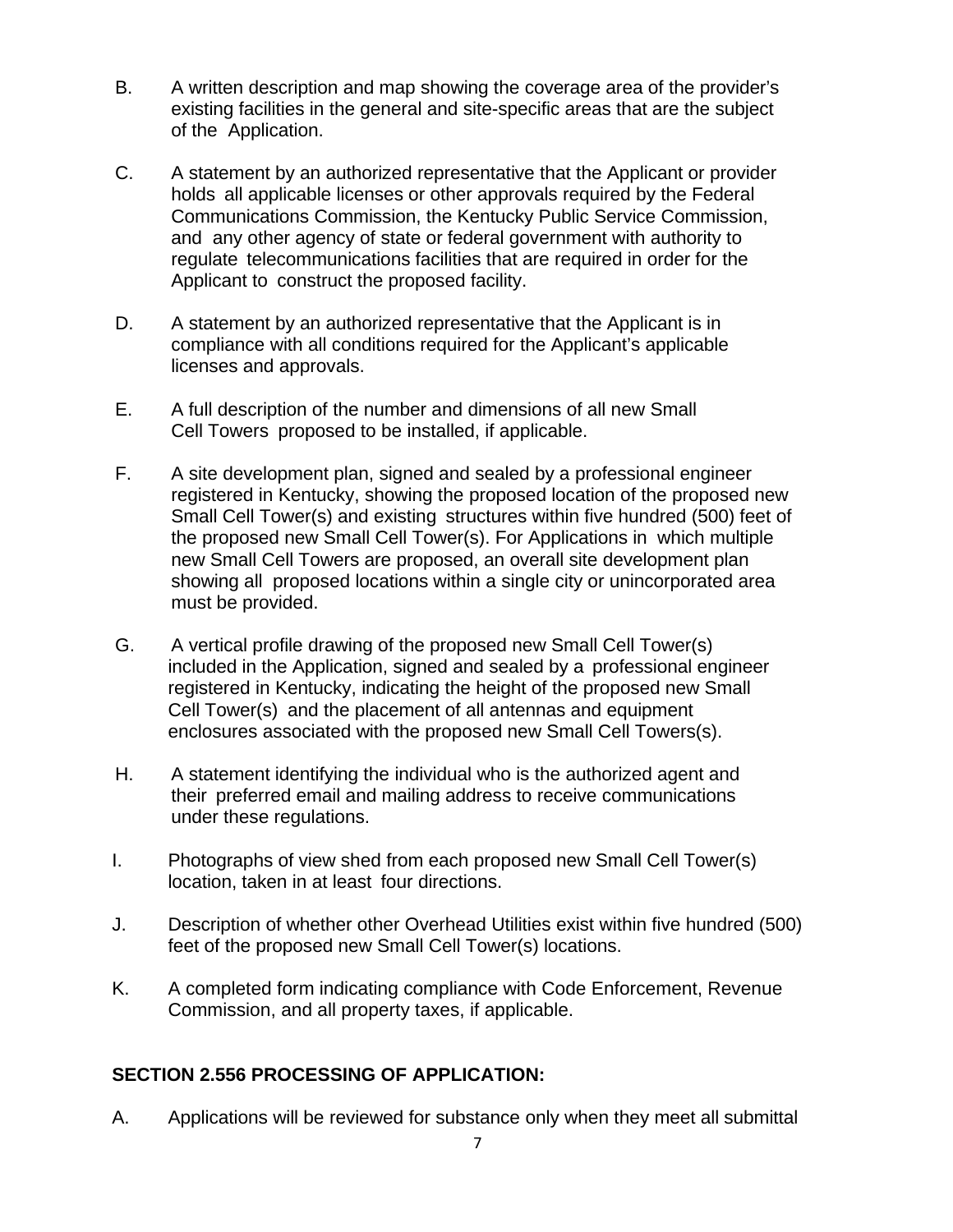B. A written description and map showing the coverage area of the provider's existing facilities in the general and site-specific areas that are the subject of the Application.

C. A statement by an authorized representative that the Applicant or provider holds all applicable licenses or other approvals required by the Federal Communications Commission, the Kentucky Public Service Commission, and any other agency of state or federal government with authority to regulate telecommunications facilities that are required in order for the Applicant to construct the proposed facility.

D. A statement by an authorized representative that the Applicant is in compliance with all conditions required for the Applicant's applicable licenses and approvals.

E. A full description of the number and dimensions of all new Small Cell Towers proposed to be installed, if applicable.

F. A site development plan, signed and sealed by a professional engineer registered in Kentucky, showing the proposed location of the proposed new Small Cell Tower(s) and existing structures within five hundred (500) feet of the proposed new Small Cell Tower(s). For Applications in which multiple new Small Cell Towers are proposed, an overall site development plan showing all proposed locations within a single city or unincorporated area must be provided.

G. A vertical profile drawing of the proposed new Small Cell Tower(s) included in the Application, signed and sealed by a professional engineer registered in Kentucky, indicating the height of the proposed new Small Cell Tower(s) and the placement of all antennas and equipment enclosures associated with the proposed new Small Cell Towers(s).

H. A statement identifying the individual who is the authorized agent and their preferred email and mailing address to receive communications under these regulations.

I. Photographs of view shed from each proposed new Small Cell Tower(s) location, taken in at least four directions.

J. Description of whether other Overhead Utilities exist within five hundred (500) feet of the proposed new Small Cell Tower(s) locations.

K. A completed form indicating compliance with Code Enforcement, Revenue Commission, and all property taxes, if applicable.

**SECTION 2.556 PROCESSING OF APPLICATION:**

A. Applications will be reviewed for substance only when they meet all submittal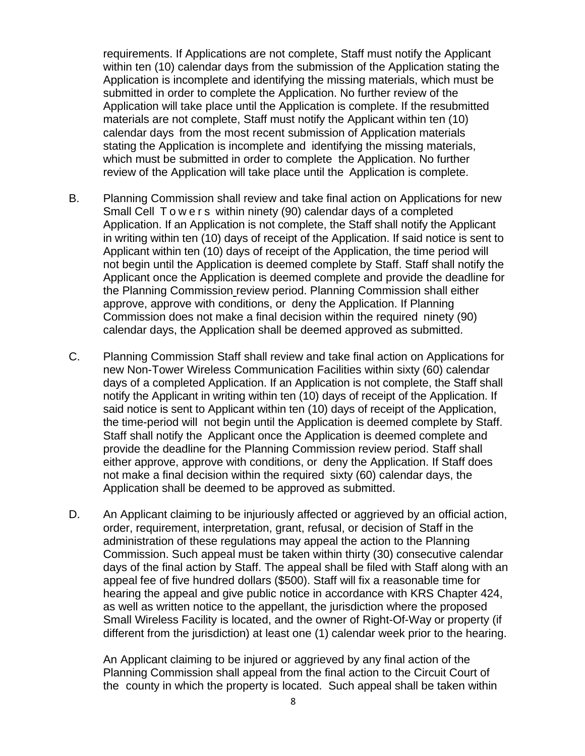requirements. If Applications are not complete, Staff must notify the Applicant within ten (10) calendar days from the submission of the Application stating the Application is incomplete and identifying the missing materials, which must be submitted in order to complete the Application. No further review of the Application will take place until the Application is complete. If the resubmitted materials are not complete, Staff must notify the Applicant within ten (10) calendar days from the most recent submission of Application materials stating the Application is incomplete and identifying the missing materials, which must be submitted in order to complete the Application. No further review of the Application will take place until the Application is complete.

B. Planning Commission shall review and take final action on Applications for new Small Cell Towers within ninety (90) calendar days of a completed Application. If an Application is not complete, the Staff shall notify the Applicant in writing within ten (10) days of receipt of the Application. If said notice is sent to Applicant within ten (10) days of receipt of the Application, the time period will not begin until the Application is deemed complete by Staff. Staff shall notify the Applicant once the Application is deemed complete and provide the deadline for the Planning Commission review period. Planning Commission shall either approve, approve with conditions, or deny the Application. If Planning Commission does not make a final decision within the required ninety (90) calendar days, the Application shall be deemed approved as submitted.

C. Planning Commission Staff shall review and take final action on Applications for new Non-Tower Wireless Communication Facilities within sixty (60) calendar days of a completed Application. If an Application is not complete, the Staff shall notify the Applicant in writing within ten (10) days of receipt of the Application. If said notice is sent to Applicant within ten (10) days of receipt of the Application, the time-period will not begin until the Application is deemed complete by Staff. Staff shall notify the Applicant once the Application is deemed complete and provide the deadline for the Planning Commission review period. Staff shall either approve, approve with conditions, or deny the Application. If Staff does not make a final decision within the required sixty (60) calendar days, the Application shall be deemed to be approved as submitted.

D. An Applicant claiming to be injuriously affected or aggrieved by an official action, order, requirement, interpretation, grant, refusal, or decision of Staff in the administration of these regulations may appeal the action to the Planning Commission. Such appeal must be taken within thirty (30) consecutive calendar days of the final action by Staff. The appeal shall be filed with Staff along with an appeal fee of five hundred dollars ($500). Staff will fix a reasonable time for hearing the appeal and give public notice in accordance with KRS Chapter 424, as well as written notice to the appellant, the jurisdiction where the proposed Small Wireless Facility is located, and the owner of Right-Of-Way or property (if different from the jurisdiction) at least one (1) calendar week prior to the hearing.

   An Applicant claiming to be injured or aggrieved by any final action of the Planning Commission shall appeal from the final action to the Circuit Court of the county in which the property is located. Such appeal shall be taken within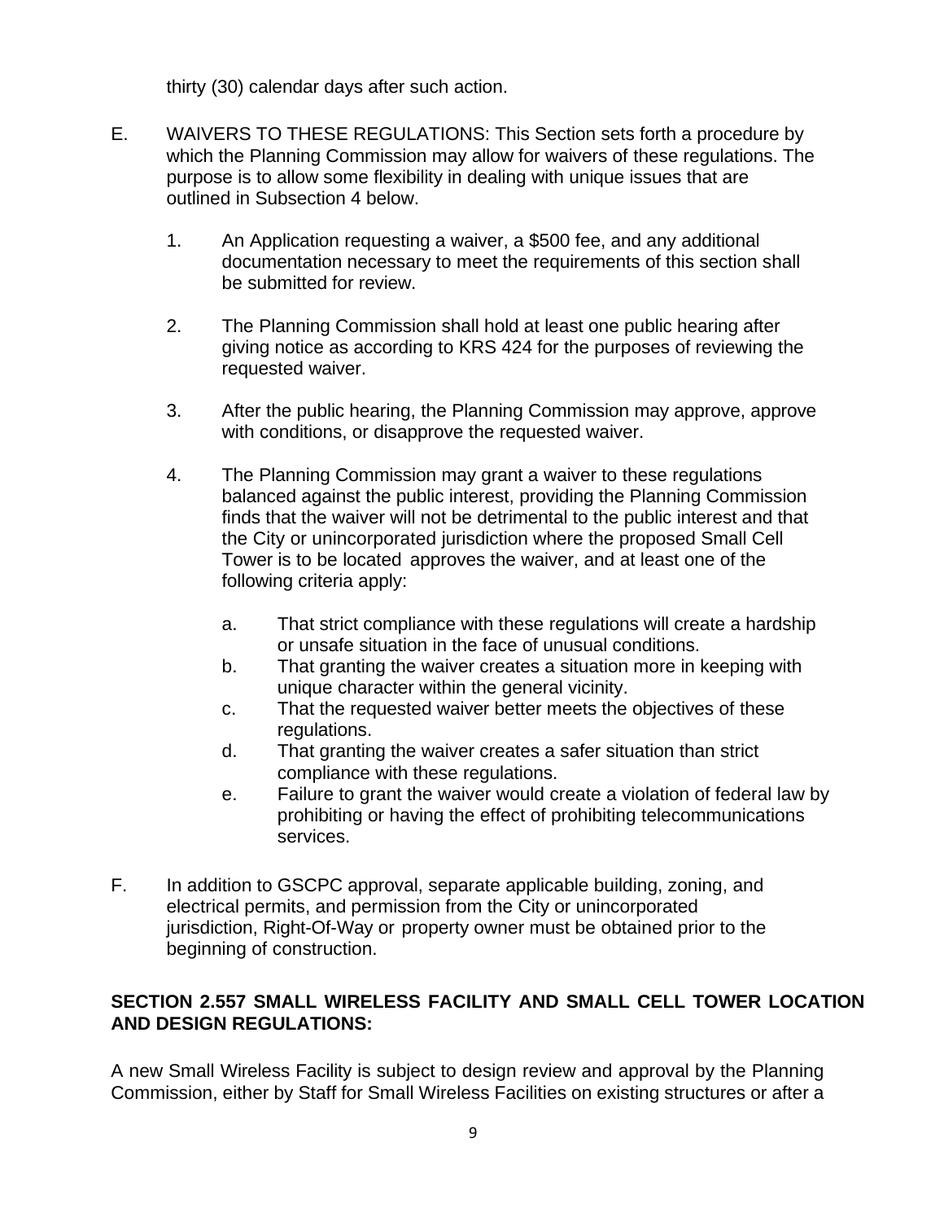thirty (30) calendar days after such action.

E. WAIVERS TO THESE REGULATIONS: This Section sets forth a procedure by which the Planning Commission may allow for waivers of these regulations. The purpose is to allow some flexibility in dealing with unique issues that are outlined in Subsection 4 below.

   1. An Application requesting a waiver, a $500 fee, and any additional documentation necessary to meet the requirements of this section shall be submitted for review.

   2. The Planning Commission shall hold at least one public hearing after giving notice as according to KRS 424 for the purposes of reviewing the requested waiver.

   3. After the public hearing, the Planning Commission may approve, approve with conditions, or disapprove the requested waiver.

   4. The Planning Commission may grant a waiver to these regulations balanced against the public interest, providing the Planning Commission finds that the waiver will not be detrimental to the public interest and that the City or unincorporated jurisdiction where the proposed Small Cell Tower is to be located approves the waiver, and at least one of the following criteria apply:

      a. That strict compliance with these regulations will create a hardship or unsafe situation in the face of unusual conditions.
      b. That granting the waiver creates a situation more in keeping with unique character within the general vicinity.
      c. That the requested waiver better meets the objectives of these regulations.
      d. That granting the waiver creates a safer situation than strict compliance with these regulations.
      e. Failure to grant the waiver would create a violation of federal law by prohibiting or having the effect of prohibiting telecommunications services.

F. In addition to GSCPC approval, separate applicable building, zoning, and electrical permits, and permission from the City or unincorporated jurisdiction, Right-Of-Way or property owner must be obtained prior to the beginning of construction.

**SECTION 2.557 SMALL WIRELESS FACILITY AND SMALL CELL TOWER LOCATION AND DESIGN REGULATIONS:**

A new Small Wireless Facility is subject to design review and approval by the Planning Commission, either by Staff for Small Wireless Facilities on existing structures or after a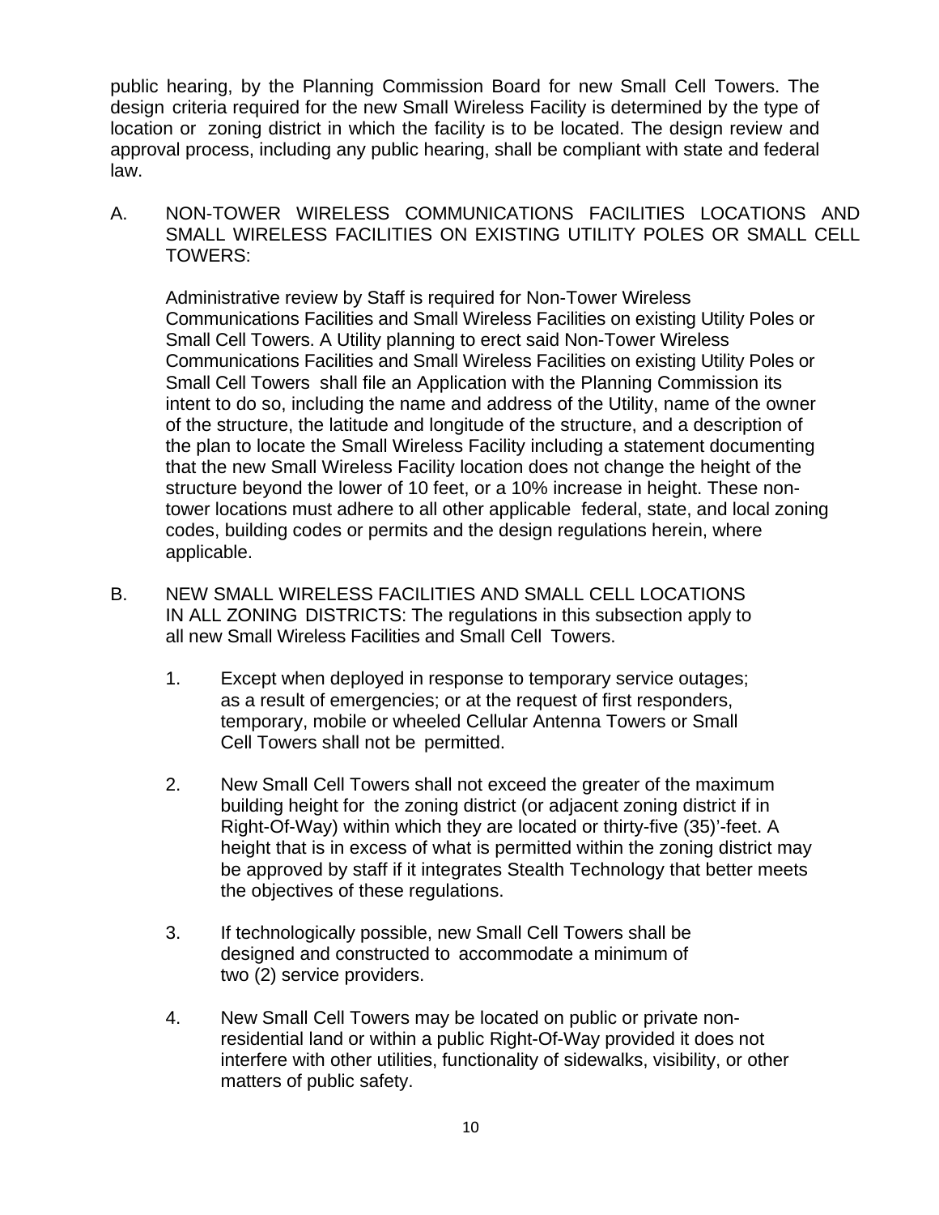public hearing, by the Planning Commission Board for new Small Cell Towers. The design criteria required for the new Small Wireless Facility is determined by the type of location or zoning district in which the facility is to be located. The design review and approval process, including any public hearing, shall be compliant with state and federal law.

A. NON-TOWER WIRELESS COMMUNICATIONS FACILITIES LOCATIONS AND SMALL WIRELESS FACILITIES ON EXISTING UTILITY POLES OR SMALL CELL TOWERS:

Administrative review by Staff is required for Non-Tower Wireless Communications Facilities and Small Wireless Facilities on existing Utility Poles or Small Cell Towers. A Utility planning to erect said Non-Tower Wireless Communications Facilities and Small Wireless Facilities on existing Utility Poles or Small Cell Towers shall file an Application with the Planning Commission its intent to do so, including the name and address of the Utility, name of the owner of the structure, the latitude and longitude of the structure, and a description of the plan to locate the Small Wireless Facility including a statement documenting that the new Small Wireless Facility location does not change the height of the structure beyond the lower of 10 feet, or a 10% increase in height. These non-tower locations must adhere to all other applicable federal, state, and local zoning codes, building codes or permits and the design regulations herein, where applicable.

B. NEW SMALL WIRELESS FACILITIES AND SMALL CELL LOCATIONS IN ALL ZONING DISTRICTS: The regulations in this subsection apply to all new Small Wireless Facilities and Small Cell Towers.

1. Except when deployed in response to temporary service outages; as a result of emergencies; or at the request of first responders, temporary, mobile or wheeled Cellular Antenna Towers or Small Cell Towers shall not be permitted.

2. New Small Cell Towers shall not exceed the greater of the maximum building height for the zoning district (or adjacent zoning district if in Right-Of-Way) within which they are located or thirty-five (35)'-feet. A height that is in excess of what is permitted within the zoning district may be approved by staff if it integrates Stealth Technology that better meets the objectives of these regulations.

3. If technologically possible, new Small Cell Towers shall be designed and constructed to accommodate a minimum of two (2) service providers.

4. New Small Cell Towers may be located on public or private non-residential land or within a public Right-Of-Way provided it does not interfere with other utilities, functionality of sidewalks, visibility, or other matters of public safety.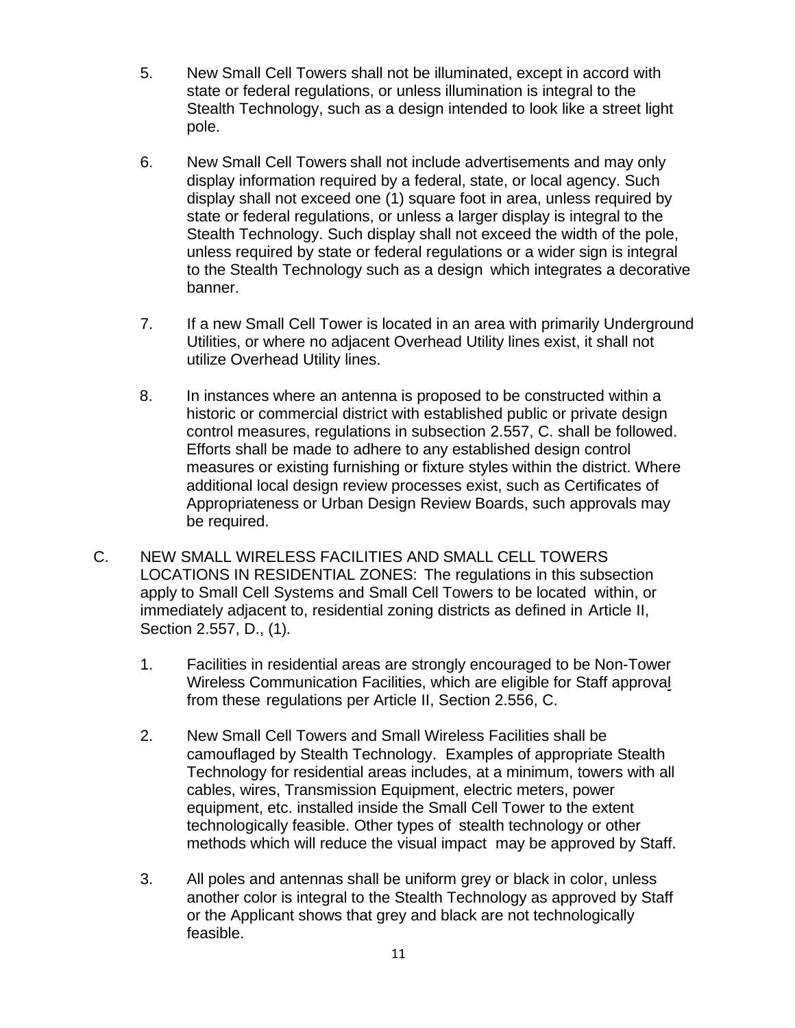5. New Small Cell Towers shall not be illuminated, except in accord with state or federal regulations, or unless illumination is integral to the Stealth Technology, such as a design intended to look like a street light pole.

6. New Small Cell Towers shall not include advertisements and may only display information required by a federal, state, or local agency. Such display shall not exceed one (1) square foot in area, unless required by state or federal regulations, or unless a larger display is integral to the Stealth Technology. Such display shall not exceed the width of the pole, unless required by state or federal regulations or a wider sign is integral to the Stealth Technology such as a design which integrates a decorative banner.

7. If a new Small Cell Tower is located in an area with primarily Underground Utilities, or where no adjacent Overhead Utility lines exist, it shall not utilize Overhead Utility lines.

8. In instances where an antenna is proposed to be constructed within a historic or commercial district with established public or private design control measures, regulations in subsection 2.557, C. shall be followed. Efforts shall be made to adhere to any established design control measures or existing furnishing or fixture styles within the district. Where additional local design review processes exist, such as Certificates of Appropriateness or Urban Design Review Boards, such approvals may be required.

C. NEW SMALL WIRELESS FACILITIES AND SMALL CELL TOWERS LOCATIONS IN RESIDENTIAL ZONES: The regulations in this subsection apply to Small Cell Systems and Small Cell Towers to be located within, or immediately adjacent to, residential zoning districts as defined in Article II, Section 2.557, D., (1).

1. Facilities in residential areas are strongly encouraged to be Non-Tower Wireless Communication Facilities, which are eligible for Staff approval from these regulations per Article II, Section 2.556, C.

2. New Small Cell Towers and Small Wireless Facilities shall be camouflaged by Stealth Technology. Examples of appropriate Stealth Technology for residential areas includes, at a minimum, towers with all cables, wires, Transmission Equipment, electric meters, power equipment, etc. installed inside the Small Cell Tower to the extent technologically feasible. Other types of stealth technology or other methods which will reduce the visual impact may be approved by Staff.

3. All poles and antennas shall be uniform grey or black in color, unless another color is integral to the Stealth Technology as approved by Staff or the Applicant shows that grey and black are not technologically feasible.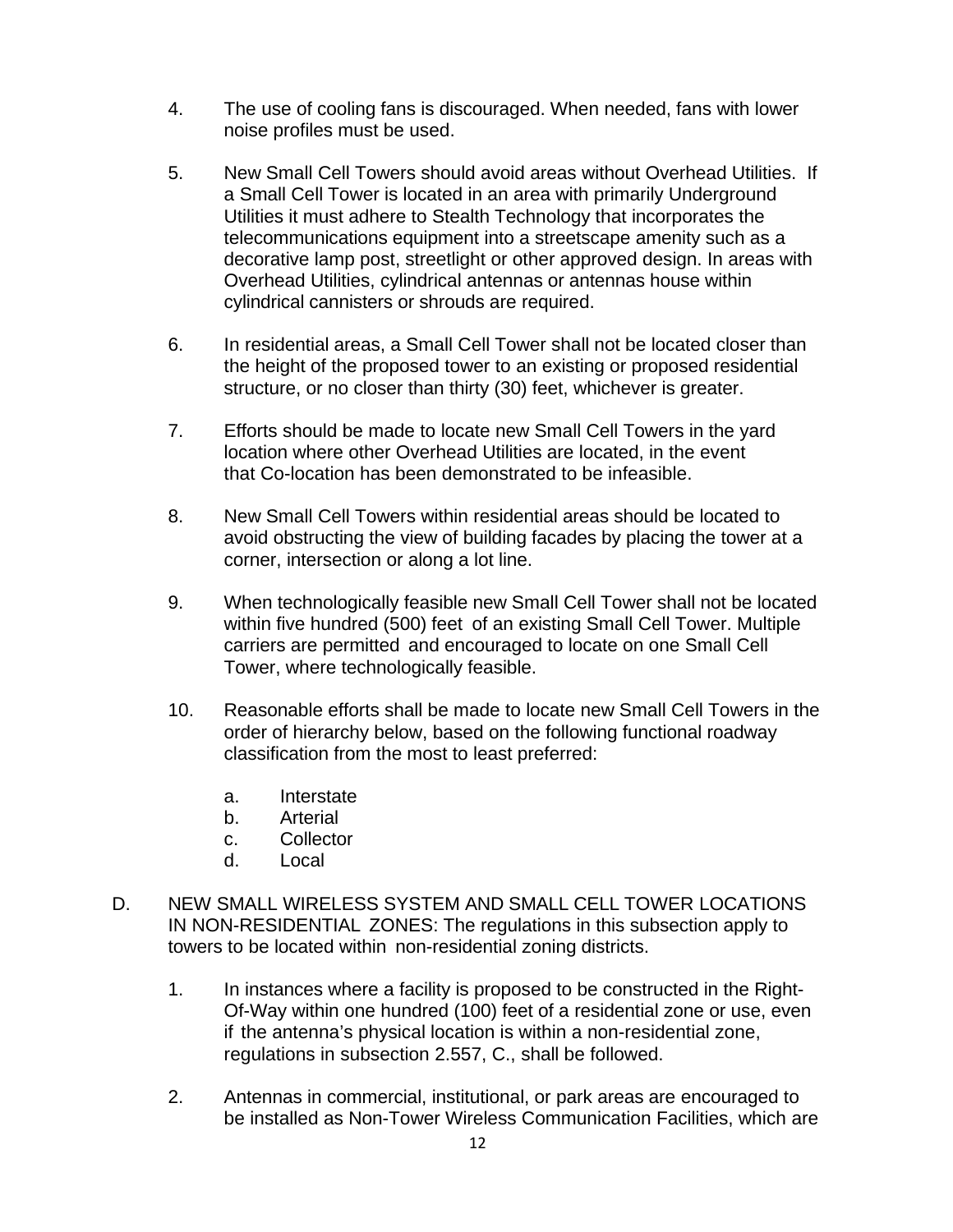4. The use of cooling fans is discouraged. When needed, fans with lower noise profiles must be used.

5. New Small Cell Towers should avoid areas without Overhead Utilities. If a Small Cell Tower is located in an area with primarily Underground Utilities it must adhere to Stealth Technology that incorporates the telecommunications equipment into a streetscape amenity such as a decorative lamp post, streetlight or other approved design. In areas with Overhead Utilities, cylindrical antennas or antennas house within cylindrical cannisters or shrouds are required.

6. In residential areas, a Small Cell Tower shall not be located closer than the height of the proposed tower to an existing or proposed residential structure, or no closer than thirty (30) feet, whichever is greater.

7. Efforts should be made to locate new Small Cell Towers in the yard location where other Overhead Utilities are located, in the event that Co-location has been demonstrated to be infeasible.

8. New Small Cell Towers within residential areas should be located to avoid obstructing the view of building facades by placing the tower at a corner, intersection or along a lot line.

9. When technologically feasible new Small Cell Tower shall not be located within five hundred (500) feet of an existing Small Cell Tower. Multiple carriers are permitted and encouraged to locate on one Small Cell Tower, where technologically feasible.

10. Reasonable efforts shall be made to locate new Small Cell Towers in the order of hierarchy below, based on the following functional roadway classification from the most to least preferred:

    a. Interstate
    b. Arterial
    c. Collector
    d. Local

D. NEW SMALL WIRELESS SYSTEM AND SMALL CELL TOWER LOCATIONS IN NON-RESIDENTIAL ZONES: The regulations in this subsection apply to towers to be located within non-residential zoning districts.

1. In instances where a facility is proposed to be constructed in the Right-Of-Way within one hundred (100) feet of a residential zone or use, even if the antenna's physical location is within a non-residential zone, regulations in subsection 2.557, C., shall be followed.

2. Antennas in commercial, institutional, or park areas are encouraged to be installed as Non-Tower Wireless Communication Facilities, which are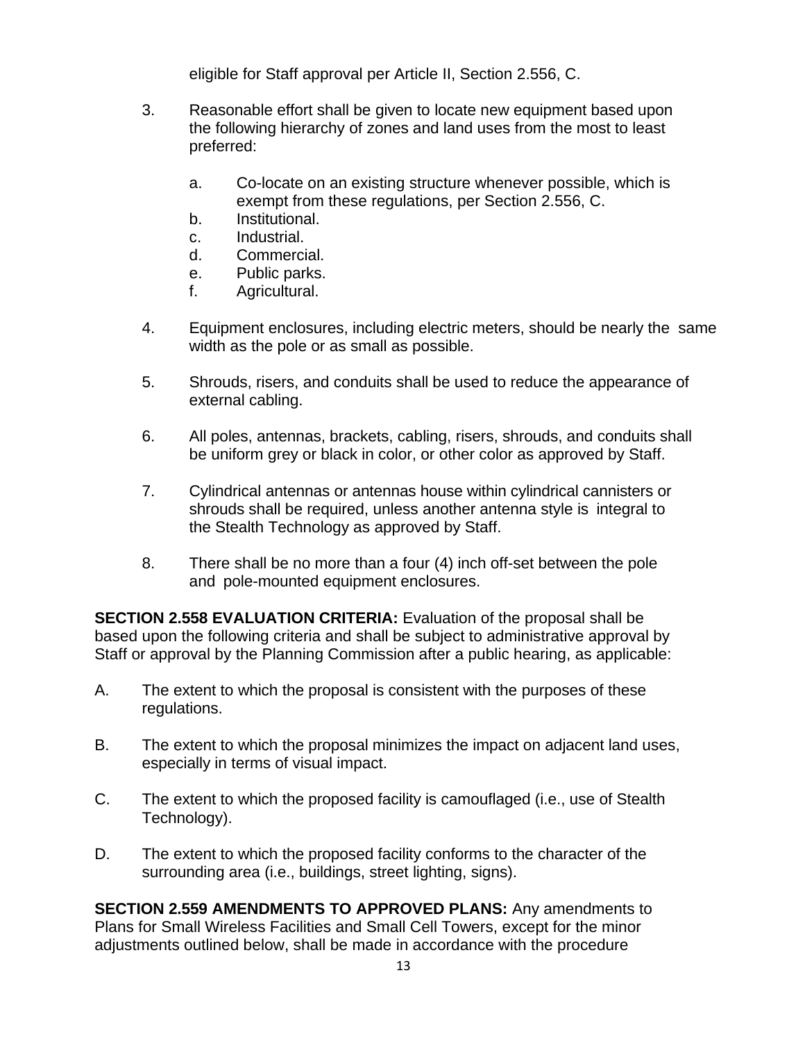eligible for Staff approval per Article II, Section 2.556, C.

3. Reasonable effort shall be given to locate new equipment based upon the following hierarchy of zones and land uses from the most to least preferred:

   a. Co-locate on an existing structure whenever possible, which is exempt from these regulations, per Section 2.556, C.
   b. Institutional.
   c. Industrial.
   d. Commercial.
   e. Public parks.
   f. Agricultural.

4. Equipment enclosures, including electric meters, should be nearly the same width as the pole or as small as possible.

5. Shrouds, risers, and conduits shall be used to reduce the appearance of external cabling.

6. All poles, antennas, brackets, cabling, risers, shrouds, and conduits shall be uniform grey or black in color, or other color as approved by Staff.

7. Cylindrical antennas or antennas house within cylindrical cannisters or shrouds shall be required, unless another antenna style is integral to the Stealth Technology as approved by Staff.

8. There shall be no more than a four (4) inch off-set between the pole and pole-mounted equipment enclosures.

**SECTION 2.558 EVALUATION CRITERIA:** Evaluation of the proposal shall be based upon the following criteria and shall be subject to administrative approval by Staff or approval by the Planning Commission after a public hearing, as applicable:

A. The extent to which the proposal is consistent with the purposes of these regulations.

B. The extent to which the proposal minimizes the impact on adjacent land uses, especially in terms of visual impact.

C. The extent to which the proposed facility is camouflaged (i.e., use of Stealth Technology).

D. The extent to which the proposed facility conforms to the character of the surrounding area (i.e., buildings, street lighting, signs).

**SECTION 2.559 AMENDMENTS TO APPROVED PLANS:** Any amendments to Plans for Small Wireless Facilities and Small Cell Towers, except for the minor adjustments outlined below, shall be made in accordance with the procedure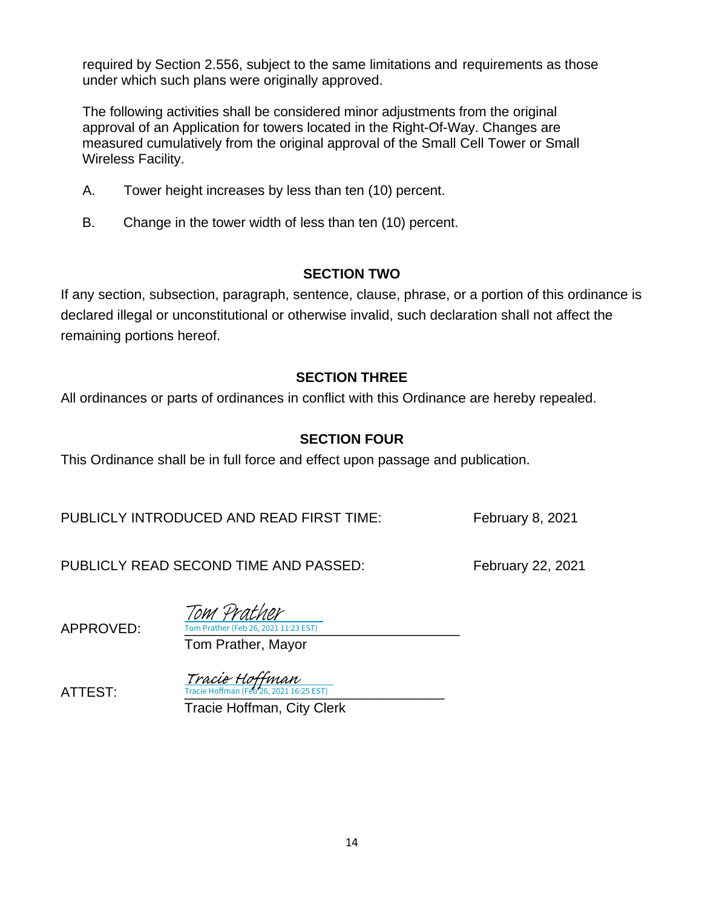required by Section 2.556, subject to the same limitations and requirements as those under which such plans were originally approved.

The following activities shall be considered minor adjustments from the original approval of an Application for towers located in the Right-Of-Way. Changes are measured cumulatively from the original approval of the Small Cell Tower or Small Wireless Facility.

A. Tower height increases by less than ten (10) percent.

B. Change in the tower width of less than ten (10) percent.

## SECTION TWO

If any section, subsection, paragraph, sentence, clause, phrase, or a portion of this ordinance is declared illegal or unconstitutional or otherwise invalid, such declaration shall not affect the remaining portions hereof.

## SECTION THREE

All ordinances or parts of ordinances in conflict with this Ordinance are hereby repealed.

## SECTION FOUR

This Ordinance shall be in full force and effect upon passage and publication.

PUBLICLY INTRODUCED AND READ FIRST TIME: February 8, 2021

PUBLICLY READ SECOND TIME AND PASSED: February 22, 2021

APPROVED: *Tom Prather*
Tom Prather (Feb 26, 2021 11:23 EST)
Tom Prather, Mayor

ATTEST: *Tracie Hoffman*
Tracie Hoffman (Feb 26, 2021 16:25 EST)
Tracie Hoffman, City Clerk